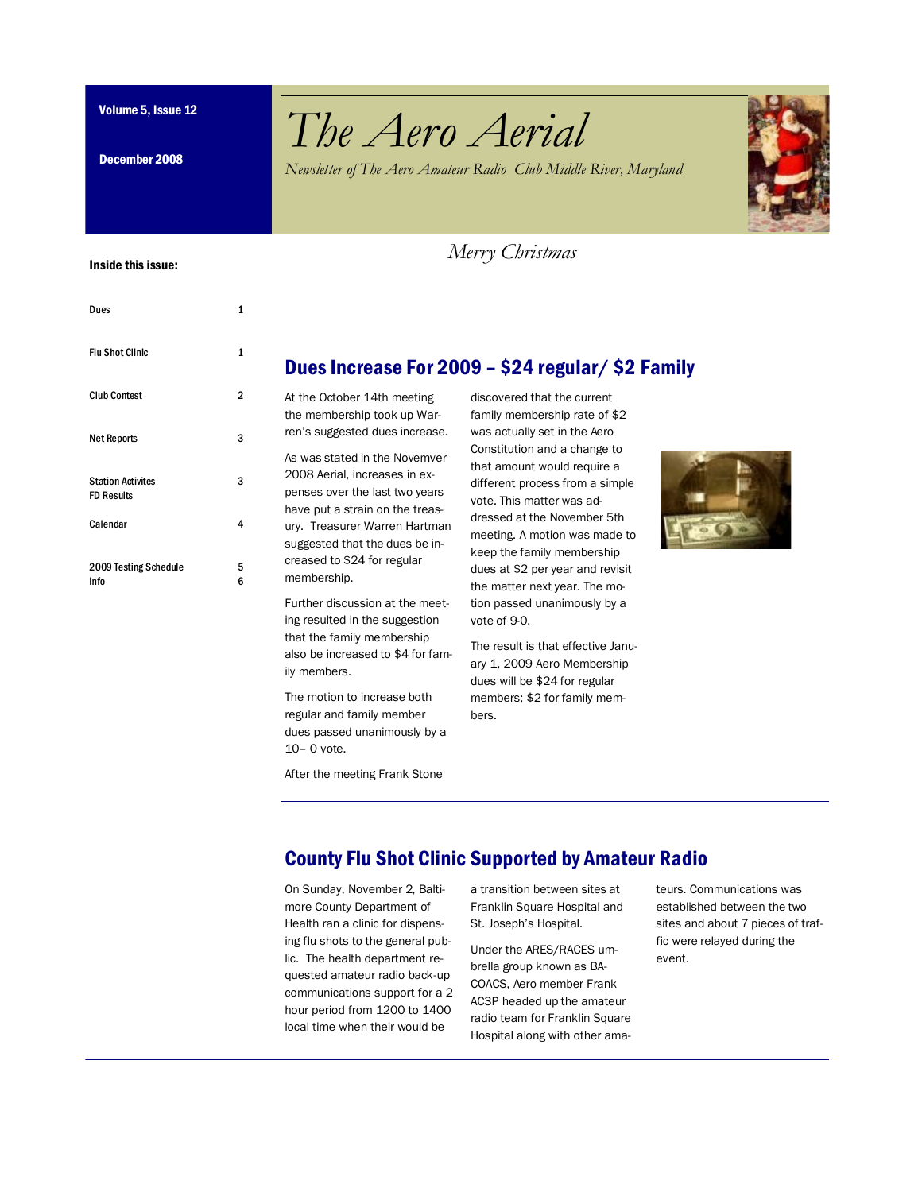Volume 5, Issue 12

December 2008

# The Aero Aerial

*Newsletter of The Aero Amateur Radio Club Middle River, Maryland*

*Merry Christmas*

**Inside this issue:**

| | |
|---|---|
| Dues | 1 |
| Flu Shot Clinic | 1 |
| Club Contest | 2 |
| Net Reports | 3 |
| Station Activites FD Results | 3 |
| Calendar | 4 |
| 2009 Testing Schedule | 5 |
| Info | 6 |

## Dues Increase For 2009 – $24 regular/ $2 Family

At the October 14th meeting the membership took up Warren's suggested dues increase.

As was stated in the Novemver 2008 Aerial, increases in expenses over the last two years have put a strain on the treasury. Treasurer Warren Hartman suggested that the dues be increased to $24 for regular membership.

Further discussion at the meeting resulted in the suggestion that the family membership also be increased to $4 for family members.

The motion to increase both regular and family member dues passed unanimously by a 10– 0 vote.

After the meeting Frank Stone discovered that the current family membership rate of $2 was actually set in the Aero Constitution and a change to that amount would require a different process from a simple vote. This matter was addressed at the November 5th meeting. A motion was made to keep the family membership dues at $2 per year and revisit the matter next year. The motion passed unanimously by a vote of 9-0.

The result is that effective January 1, 2009 Aero Membership dues will be $24 for regular members; $2 for family members.

## County Flu Shot Clinic Supported by Amateur Radio

On Sunday, November 2, Baltimore County Department of Health ran a clinic for dispensing flu shots to the general public. The health department requested amateur radio back-up communications support for a 2 hour period from 1200 to 1400 local time when their would be a transition between sites at Franklin Square Hospital and St. Joseph's Hospital.

Under the ARES/RACES umbrella group known as BACOACS, Aero member Frank AC3P headed up the amateur radio team for Franklin Square Hospital along with other amateurs. Communications was established between the two sites and about 7 pieces of traffic were relayed during the event.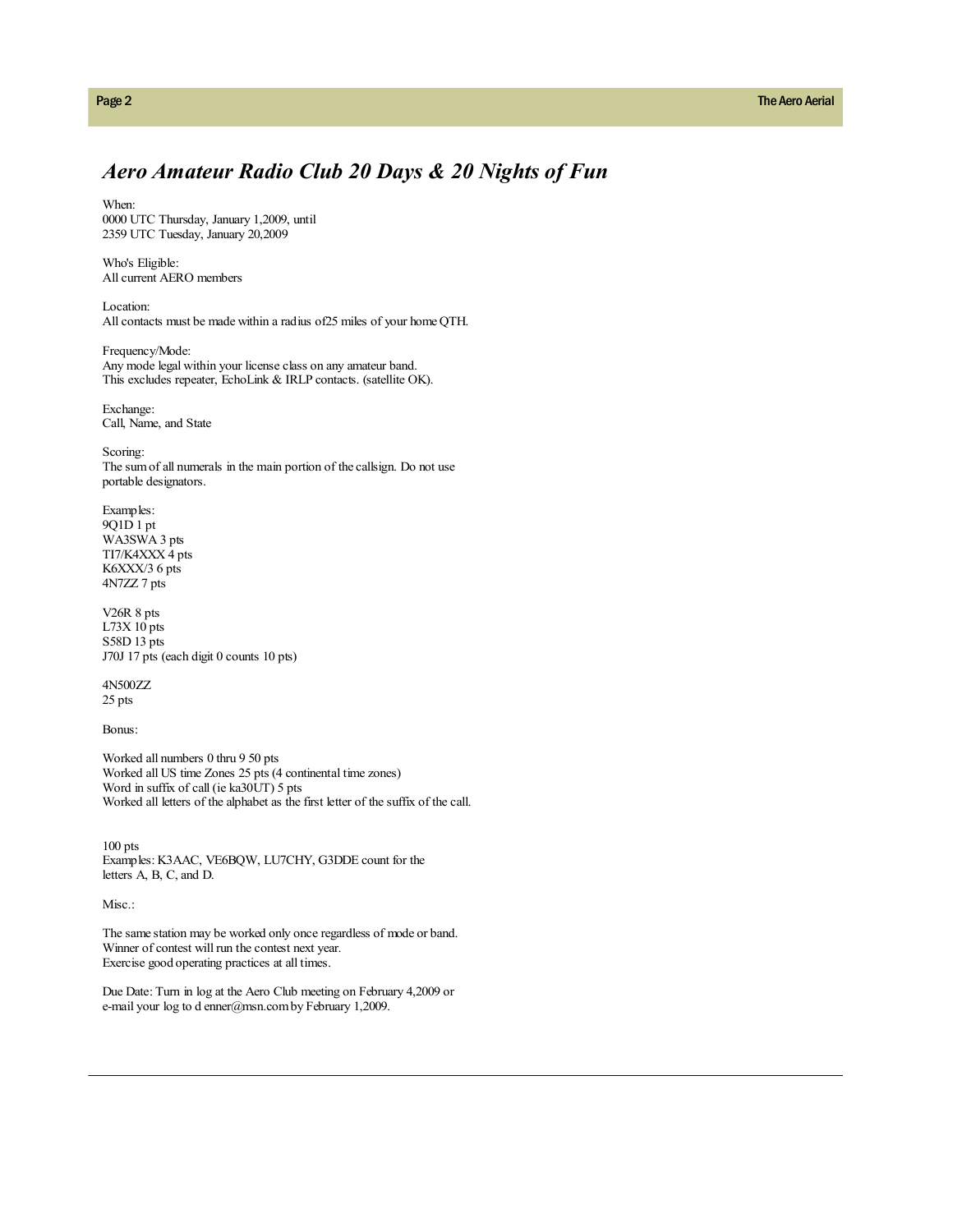## *Aero Amateur Radio Club 20 Days & 20 Nights of Fun*

When:
0000 UTC Thursday, January 1,2009, until
2359 UTC Tuesday, January 20,2009

Who's Eligible:
All current AERO members

Location:
All contacts must be made within a radius of25 miles of your home QTH.

Frequency/Mode:
Any mode legal within your license class on any amateur band.
This excludes repeater, EchoLink & IRLP contacts. (satellite OK).

Exchange:
Call, Name, and State

Scoring:
The sum of all numerals in the main portion of the callsign. Do not use portable designators.

Examples:
9Q1D 1 pt
WA3SWA 3 pts
TI7/K4XXX 4 pts
K6XXX/3 6 pts
4N7ZZ 7 pts

V26R 8 pts
L73X 10 pts
S58D 13 pts
J70J 17 pts (each digit 0 counts 10 pts)

4N500ZZ
25 pts

Bonus:

Worked all numbers 0 thru 9 50 pts
Worked all US time Zones 25 pts (4 continental time zones)
Word in suffix of call (ie ka30UT) 5 pts
Worked all letters of the alphabet as the first letter of the suffix of the call.

100 pts
Examples: K3AAC, VE6BQW, LU7CHY, G3DDE count for the letters A, B, C, and D.

Misc.:

The same station may be worked only once regardless of mode or band.
Winner of contest will run the contest next year.
Exercise good operating practices at all times.

Due Date: Turn in log at the Aero Club meeting on February 4,2009 or e-mail your log to d enner@msn.com by February 1,2009.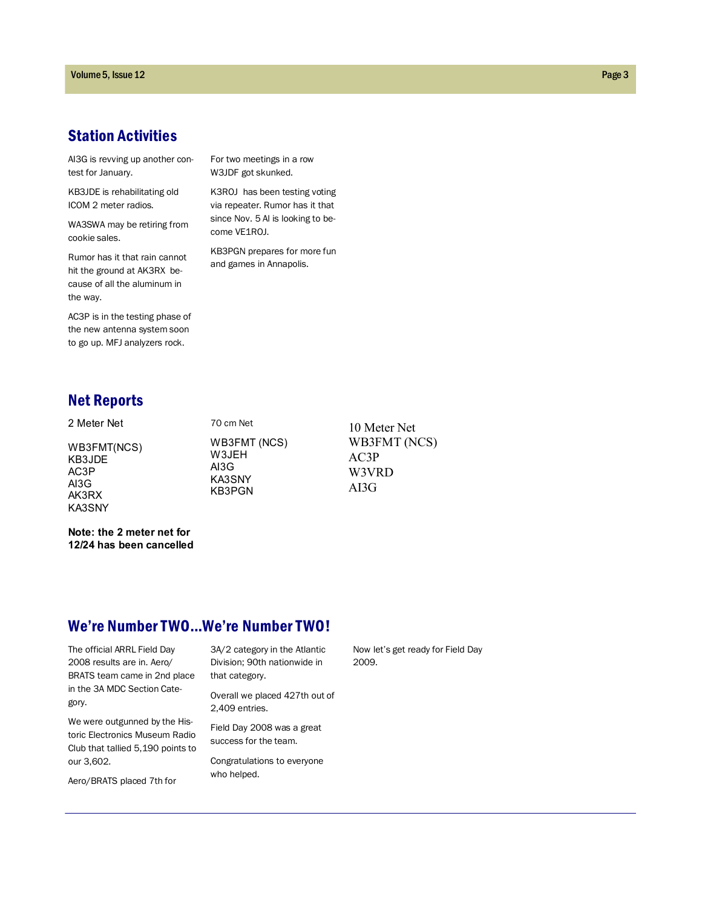## Station Activities

AI3G is revving up another contest for January.

KB3JDE is rehabilitating old ICOM 2 meter radios.

WA3SWA may be retiring from cookie sales.

Rumor has it that rain cannot hit the ground at AK3RX because of all the aluminum in the way.

AC3P is in the testing phase of the new antenna system soon to go up. MFJ analyzers rock.

For two meetings in a row W3JDF got skunked.

K3ROJ has been testing voting via repeater. Rumor has it that since Nov. 5 Al is looking to become VE1ROJ.

KB3PGN prepares for more fun and games in Annapolis.

## Net Reports

2 Meter Net

WB3FMT(NCS)
KB3JDE
AC3P
AI3G
AK3RX
KA3SNY

**Note: the 2 meter net for 12/24 has been cancelled**

70 cm Net

WB3FMT (NCS)
W3JEH
AI3G
KA3SNY
KB3PGN

10 Meter Net

WB3FMT (NCS)
AC3P
W3VRD
AI3G

## We're Number TWO…We're Number TWO!

The official ARRL Field Day 2008 results are in. Aero/BRATS team came in 2nd place in the 3A MDC Section Category.

We were outgunned by the Historic Electronics Museum Radio Club that tallied 5,190 points to our 3,602.

Aero/BRATS placed 7th for 3A/2 category in the Atlantic Division; 90th nationwide in that category.

Overall we placed 427th out of 2,409 entries.

Field Day 2008 was a great success for the team.

Congratulations to everyone who helped.

Now let's get ready for Field Day 2009.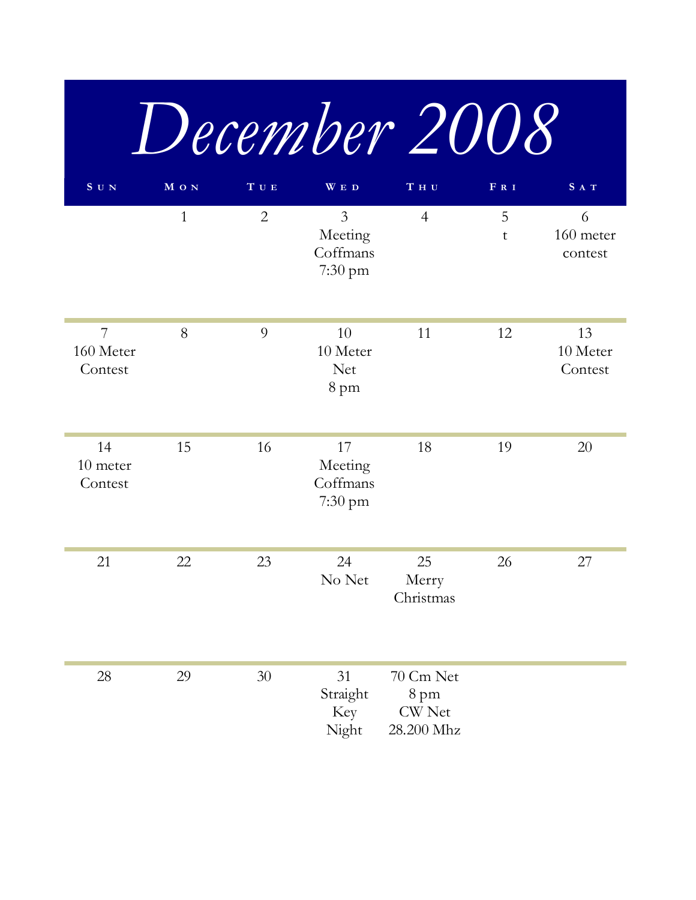# December 2008

| Sun | Mon | Tue | Wed | Thu | Fri | Sat |
|---|---|---|---|---|---|---|
| | 1 | 2 | 3 Meeting Coffmans 7:30 pm | 4 | 5 t | 6 160 meter contest |
| 7 160 Meter Contest | 8 | 9 | 10 10 Meter Net 8 pm | 11 | 12 | 13 10 Meter Contest |
| 14 10 meter Contest | 15 | 16 | 17 Meeting Coffmans 7:30 pm | 18 | 19 | 20 |
| 21 | 22 | 23 | 24 No Net | 25 Merry Christmas | 26 | 27 |
| 28 | 29 | 30 | 31 Straight Key Night | 70 Cm Net 8 pm CW Net 28.200 Mhz | | |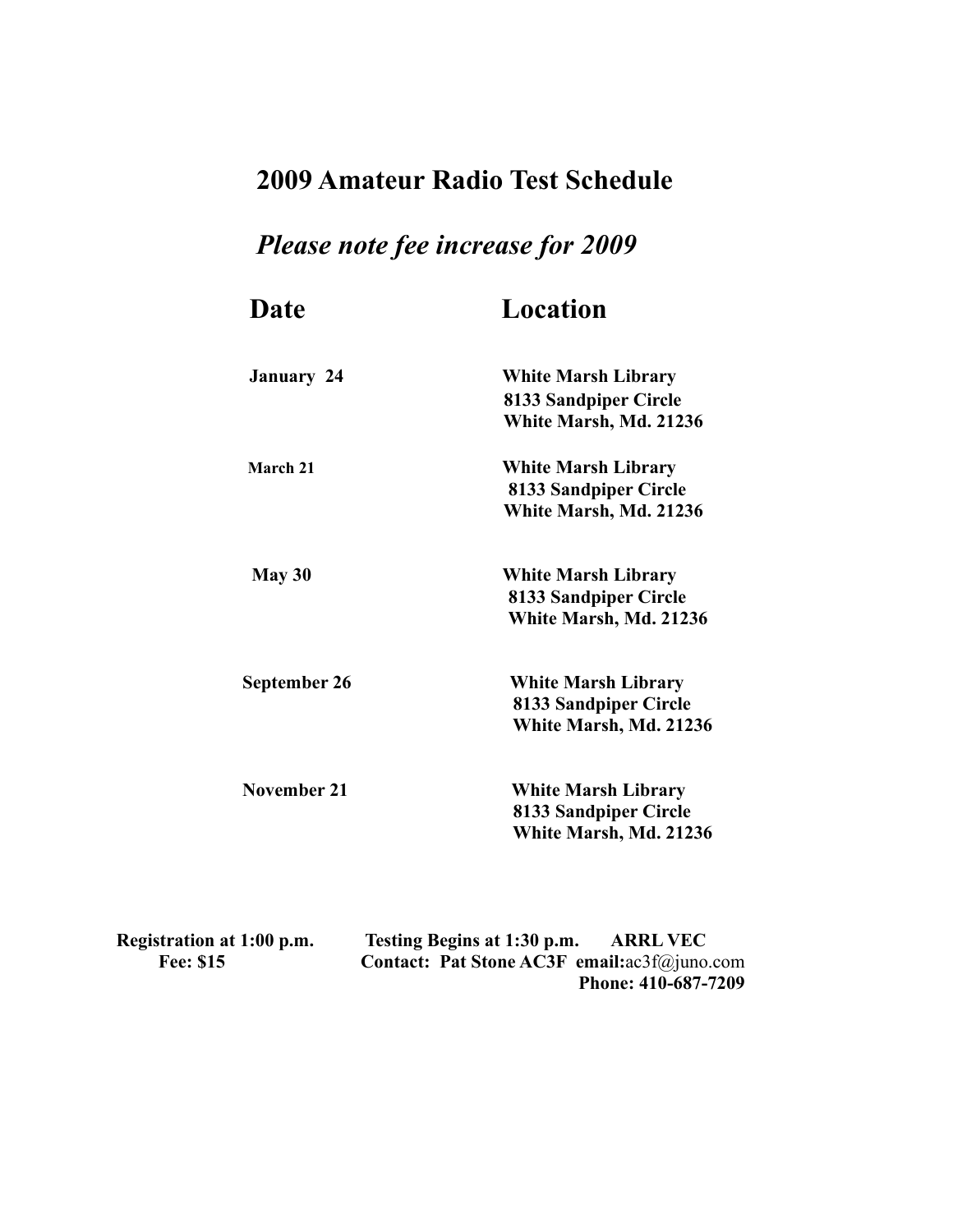# 2009 Amateur Radio Test Schedule

## *Please note fee increase for 2009*

| Date | Location |
| --- | --- |
| January 24 | White Marsh Library<br>8133 Sandpiper Circle<br>White Marsh, Md. 21236 |
| March 21 | White Marsh Library<br>8133 Sandpiper Circle<br>White Marsh, Md. 21236 |
| May 30 | White Marsh Library<br>8133 Sandpiper Circle<br>White Marsh, Md. 21236 |
| September 26 | White Marsh Library<br>8133 Sandpiper Circle<br>White Marsh, Md. 21236 |
| November 21 | White Marsh Library<br>8133 Sandpiper Circle<br>White Marsh, Md. 21236 |

**Registration at 1:00 p.m.** **Testing Begins at 1:30 p.m.** **ARRL VEC**

**Fee: $15** **Contact: Pat Stone AC3F email:**ac3f@juno.com

**Phone: 410-687-7209**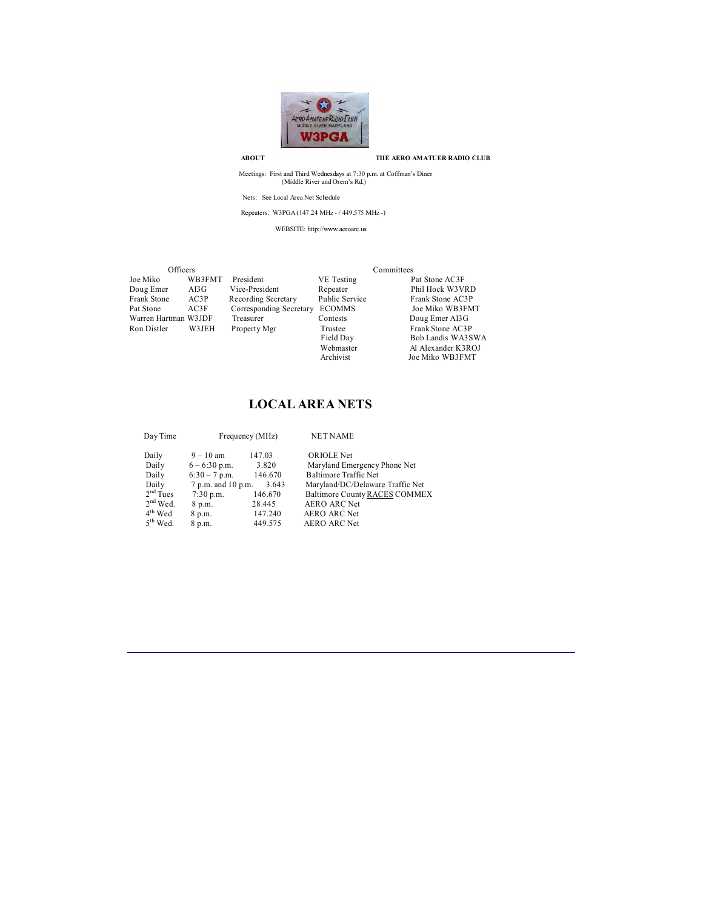**ABOUT THE AERO AMATUER RADIO CLUB**

Meetings: First and Third Wednesdays at 7:30 p.m. at Coffman's Diner (Middle River and Orem's Rd.)

Nets: See Local Area Net Schedule

Repeaters: W3PGA (147.24 MHz - / 449.575 MHz -)

WEBSITE: http://www.aeroarc.us

| Officers | | | Committees | |
|---|---|---|---|---|
| Joe Miko | WB3FMT | President | VE Testing | Pat Stone AC3F |
| Doug Emer | AI3G | Vice-President | Repeater | Phil Hock W3VRD |
| Frank Stone | AC3P | Recording Secretary | Public Service | Frank Stone AC3P |
| Pat Stone | AC3F | Corresponding Secretary | ECOMMS | Joe Miko WB3FMT |
| Warren Hartman | W3JDF | Treasurer | Contests | Doug Emer AI3G |
| Ron Distler | W3JEH | Property Mgr | Trustee | Frank Stone AC3P |
| | | | Field Day | Bob Landis WA3SWA |
| | | | Webmaster | Al Alexander K3ROJ |
| | | | Archivist | Joe Miko WB3FMT |

## LOCAL AREA NETS

| Day | Time | Frequency (MHz) | NET NAME |
|---|---|---|---|
| Daily | 9 – 10 am | 147.03 | ORIOLE Net |
| Daily | 6 – 6:30 p.m. | 3.820 | Maryland Emergency Phone Net |
| Daily | 6:30 – 7 p.m. | 146.670 | Baltimore Traffic Net |
| Daily | 7 p.m. and 10 p.m. | 3.643 | Maryland/DC/Delaware Traffic Net |
| 2nd Tues | 7:30 p.m. | 146.670 | Baltimore County RACES COMMEX |
| 2nd Wed. | 8 p.m. | 28.445 | AERO ARC Net |
| 4th Wed | 8 p.m. | 147.240 | AERO ARC Net |
| 5th Wed. | 8 p.m. | 449.575 | AERO ARC Net |